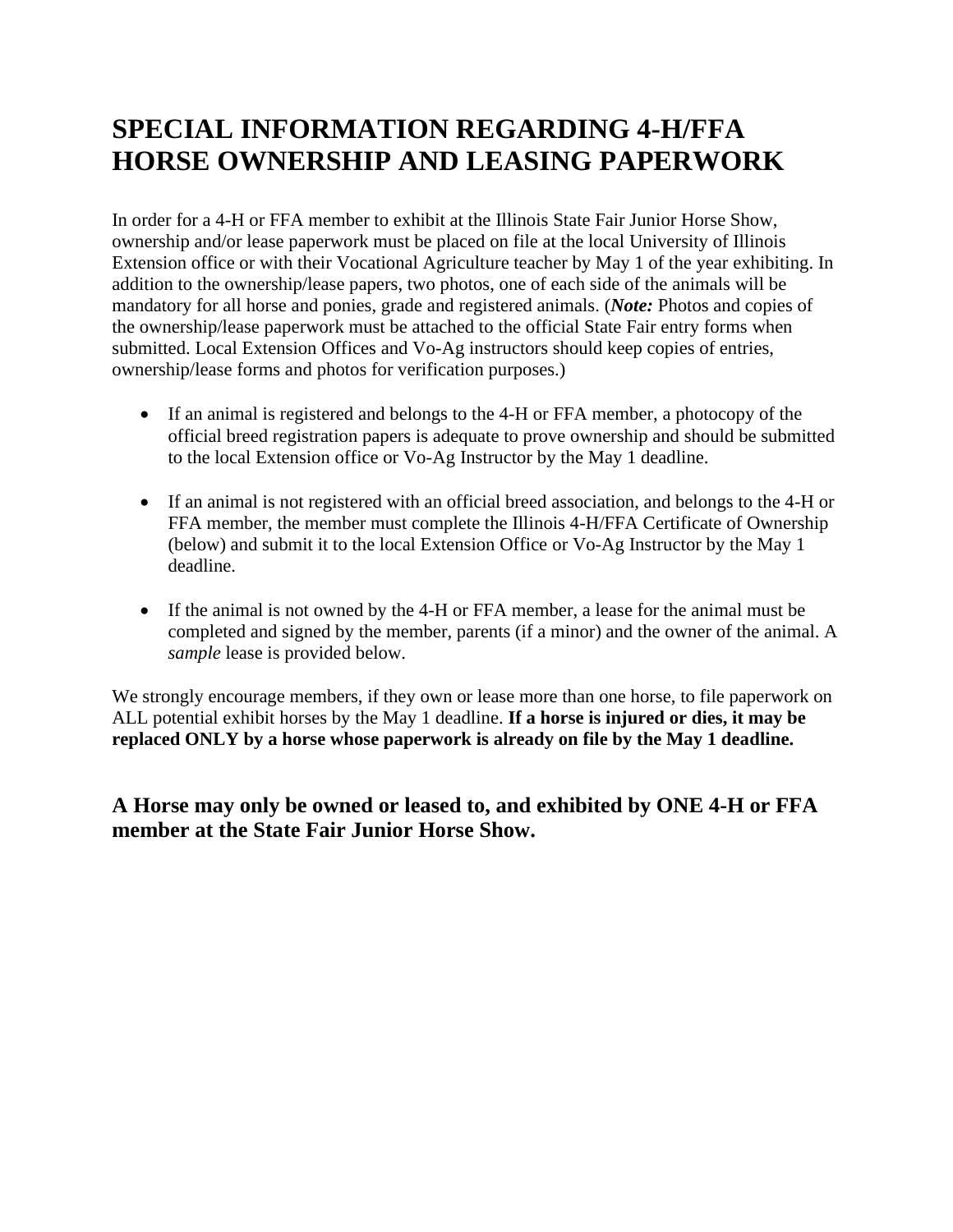# SPECIAL INFORMATION REGARDING 4-H/FFA HORSE OWNERSHIP AND LEASING PAPERWORK

In order for a 4-H or FFA member to exhibit at the Illinois State Fair Junior Horse Show, ownership and/or lease paperwork must be placed on file at the local University of Illinois Extension office or with their Vocational Agriculture teacher by May 1 of the year exhibiting. In addition to the ownership/lease papers, two photos, one of each side of the animals will be mandatory for all horse and ponies, grade and registered animals. (***Note:*** Photos and copies of the ownership/lease paperwork must be attached to the official State Fair entry forms when submitted. Local Extension Offices and Vo-Ag instructors should keep copies of entries, ownership/lease forms and photos for verification purposes.)

- If an animal is registered and belongs to the 4-H or FFA member, a photocopy of the official breed registration papers is adequate to prove ownership and should be submitted to the local Extension office or Vo-Ag Instructor by the May 1 deadline.

- If an animal is not registered with an official breed association, and belongs to the 4-H or FFA member, the member must complete the Illinois 4-H/FFA Certificate of Ownership (below) and submit it to the local Extension Office or Vo-Ag Instructor by the May 1 deadline.

- If the animal is not owned by the 4-H or FFA member, a lease for the animal must be completed and signed by the member, parents (if a minor) and the owner of the animal. A *sample* lease is provided below.

We strongly encourage members, if they own or lease more than one horse, to file paperwork on ALL potential exhibit horses by the May 1 deadline. **If a horse is injured or dies, it may be replaced ONLY by a horse whose paperwork is already on file by the May 1 deadline.**

### A Horse may only be owned or leased to, and exhibited by ONE 4-H or FFA member at the State Fair Junior Horse Show.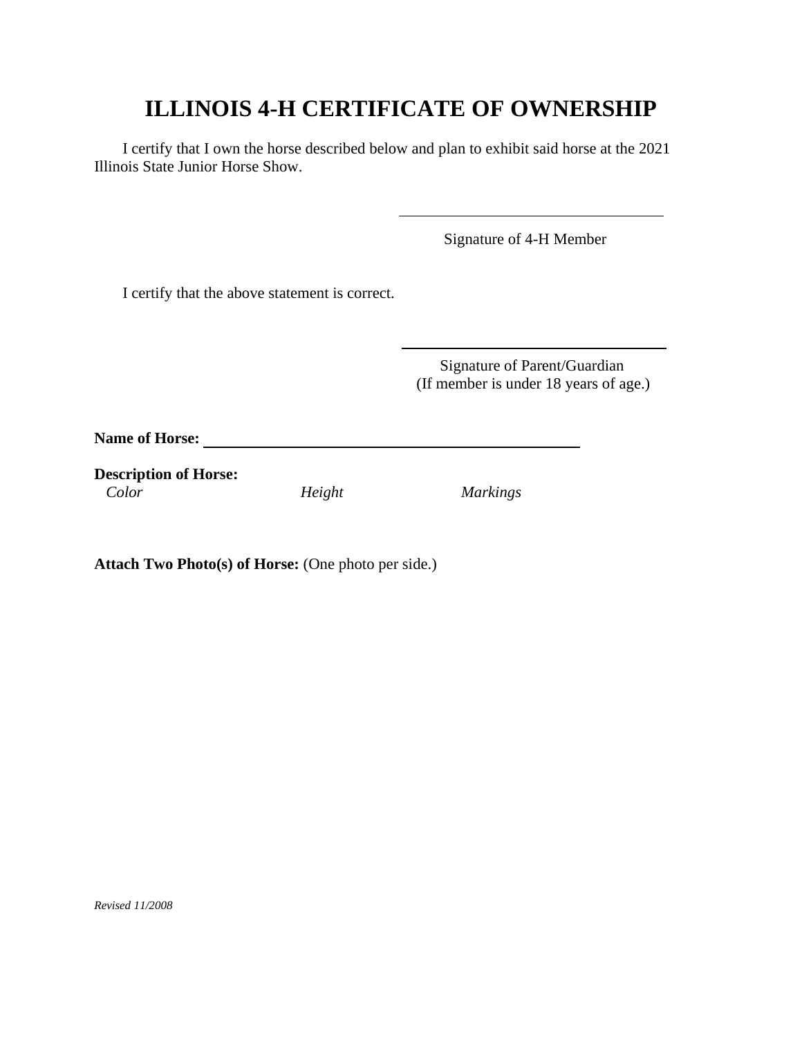# ILLINOIS 4-H CERTIFICATE OF OWNERSHIP

I certify that I own the horse described below and plan to exhibit said horse at the 2021 Illinois State Junior Horse Show.

\_\_\_\_\_\_\_\_\_\_\_\_\_\_\_\_\_\_\_\_\_\_\_\_\_\_\_\_\_\_\_\_\_\_\_

Signature of 4-H Member

I certify that the above statement is correct.

\_\_\_\_\_\_\_\_\_\_\_\_\_\_\_\_\_\_\_\_\_\_\_\_\_\_\_\_\_\_\_\_\_\_\_

Signature of Parent/Guardian
(If member is under 18 years of age.)

**Name of Horse:** \_\_\_\_\_\_\_\_\_\_\_\_\_\_\_\_\_\_\_\_\_\_\_\_\_\_\_\_\_\_\_\_\_\_\_\_\_\_\_\_\_\_\_\_\_\_\_\_

**Description of Horse:**
*Color* *Height* *Markings*

**Attach Two Photo(s) of Horse:** (One photo per side.)

*Revised 11/2008*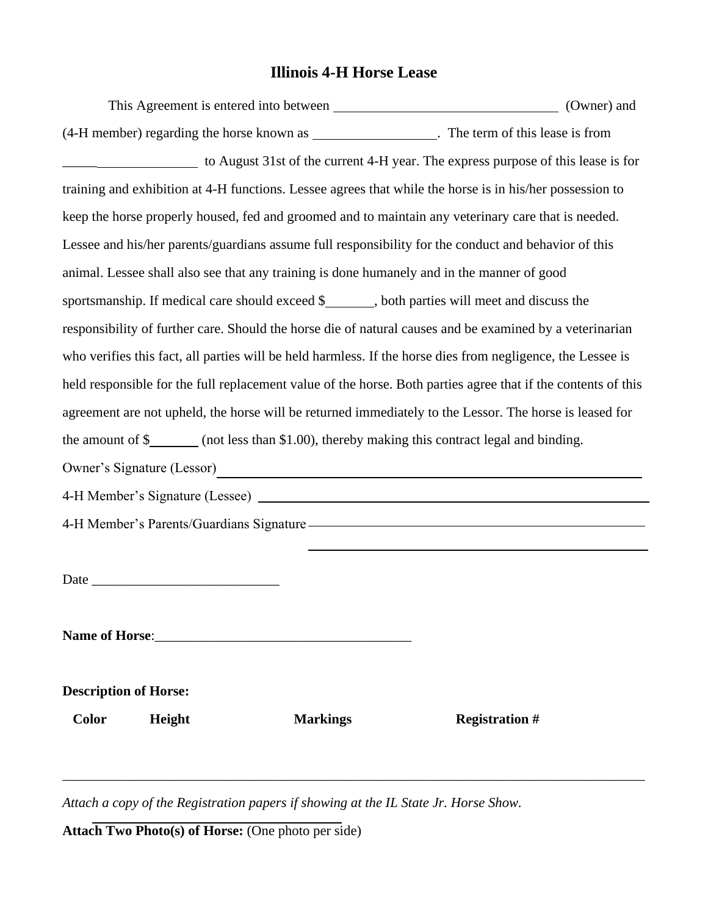# Illinois 4-H Horse Lease

This Agreement is entered into between ________________________________ (Owner) and (4-H member) regarding the horse known as _________________. The term of this lease is from _____________________ to August 31st of the current 4-H year. The express purpose of this lease is for training and exhibition at 4-H functions. Lessee agrees that while the horse is in his/her possession to keep the horse properly housed, fed and groomed and to maintain any veterinary care that is needed. Lessee and his/her parents/guardians assume full responsibility for the conduct and behavior of this animal. Lessee shall also see that any training is done humanely and in the manner of good sportsmanship. If medical care should exceed $_______, both parties will meet and discuss the responsibility of further care. Should the horse die of natural causes and be examined by a veterinarian who verifies this fact, all parties will be held harmless. If the horse dies from negligence, the Lessee is held responsible for the full replacement value of the horse. Both parties agree that if the contents of this agreement are not upheld, the horse will be returned immediately to the Lessor. The horse is leased for the amount of $_______ (not less than $1.00), thereby making this contract legal and binding.

Owner's Signature (Lessor) ________________________________________________

4-H Member's Signature (Lessee) ________________________________________________

4-H Member's Parents/Guardians Signature ________________________________________________

________________________________________________

Date ___________________________

**Name of Horse**:_____________________________________

**Description of Horse:**

**Color** **Height** **Markings** **Registration #**

_____________________________________________________________________________

*Attach a copy of the Registration papers if showing at the IL State Jr. Horse Show.*

**Attach Two Photo(s) of Horse:** (One photo per side)